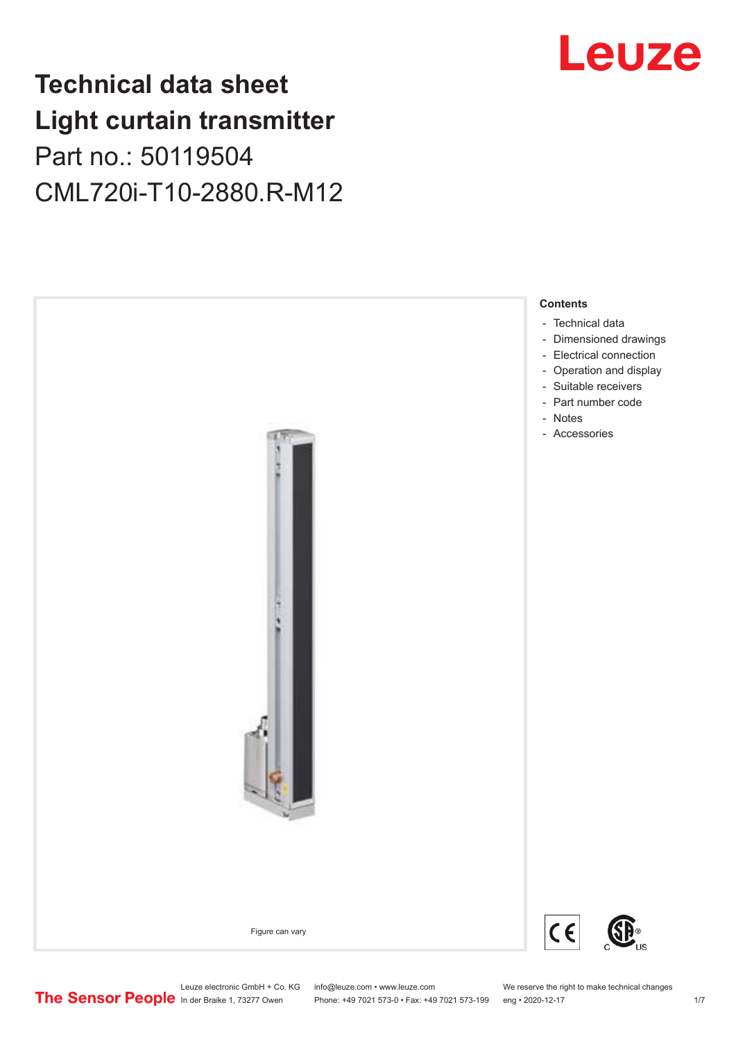# Technical data sheet
# Light curtain transmitter

Part no.: 50119504

CML720i-T10-2880.R-M12

Figure can vary

**Contents**

- Technical data
- Dimensioned drawings
- Electrical connection
- Operation and display
- Suitable receivers
- Part number code
- Notes
- Accessories

Leuze electronic GmbH + Co. KG
In der Braike 1, 73277 Owen

info@leuze.com • www.leuze.com
Phone: +49 7021 573-0 • Fax: +49 7021 573-199

We reserve the right to make technical changes
eng • 2020-12-17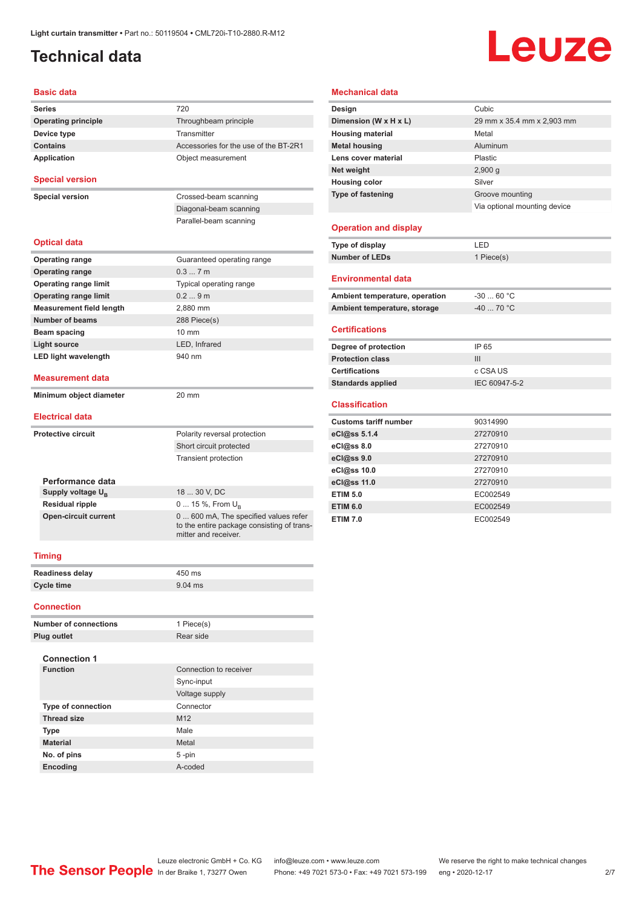Light curtain transmitter • Part no.: 50119504 • CML720i-T10-2880.R-M12

# Technical data

## Basic data

| | |
|---|---|
| Series | 720 |
| Operating principle | Throughbeam principle |
| Device type | Transmitter |
| Contains | Accessories for the use of the BT-2R1 |
| Application | Object measurement |

## Special version

| | |
|---|---|
| Special version | Crossed-beam scanning |
| | Diagonal-beam scanning |
| | Parallel-beam scanning |

## Optical data

| | |
|---|---|
| Operating range | Guaranteed operating range |
| Operating range | 0.3 ... 7 m |
| Operating range limit | Typical operating range |
| Operating range limit | 0.2 ... 9 m |
| Measurement field length | 2,880 mm |
| Number of beams | 288 Piece(s) |
| Beam spacing | 10 mm |
| Light source | LED, Infrared |
| LED light wavelength | 940 nm |

## Measurement data

| | |
|---|---|
| Minimum object diameter | 20 mm |

## Electrical data

| | |
|---|---|
| Protective circuit | Polarity reversal protection |
| | Short circuit protected |
| | Transient protection |

### Performance data

| | |
|---|---|
| Supply voltage $U_B$ | 18 ... 30 V, DC |
| Residual ripple | 0 ... 15 %, From $U_B$ |
| Open-circuit current | 0 ... 600 mA, The specified values refer to the entire package consisting of transmitter and receiver. |

## Timing

| | |
|---|---|
| Readiness delay | 450 ms |
| Cycle time | 9.04 ms |

## Connection

| | |
|---|---|
| Number of connections | 1 Piece(s) |
| Plug outlet | Rear side |

### Connection 1

| | |
|---|---|
| Function | Connection to receiver |
| | Sync-input |
| | Voltage supply |
| Type of connection | Connector |
| Thread size | M12 |
| Type | Male |
| Material | Metal |
| No. of pins | 5 -pin |
| Encoding | A-coded |

## Mechanical data

| | |
|---|---|
| Design | Cubic |
| Dimension (W x H x L) | 29 mm x 35.4 mm x 2,903 mm |
| Housing material | Metal |
| Metal housing | Aluminum |
| Lens cover material | Plastic |
| Net weight | 2,900 g |
| Housing color | Silver |
| Type of fastening | Groove mounting |
| | Via optional mounting device |

## Operation and display

| | |
|---|---|
| Type of display | LED |
| Number of LEDs | 1 Piece(s) |

## Environmental data

| | |
|---|---|
| Ambient temperature, operation | -30 ... 60 °C |
| Ambient temperature, storage | -40 ... 70 °C |

## Certifications

| | |
|---|---|
| Degree of protection | IP 65 |
| Protection class | III |
| Certifications | c CSA US |
| Standards applied | IEC 60947-5-2 |

## Classification

| | |
|---|---|
| Customs tariff number | 90314990 |
| eCl@ss 5.1.4 | 27270910 |
| eCl@ss 8.0 | 27270910 |
| eCl@ss 9.0 | 27270910 |
| eCl@ss 10.0 | 27270910 |
| eCl@ss 11.0 | 27270910 |
| ETIM 5.0 | EC002549 |
| ETIM 6.0 | EC002549 |
| ETIM 7.0 | EC002549 |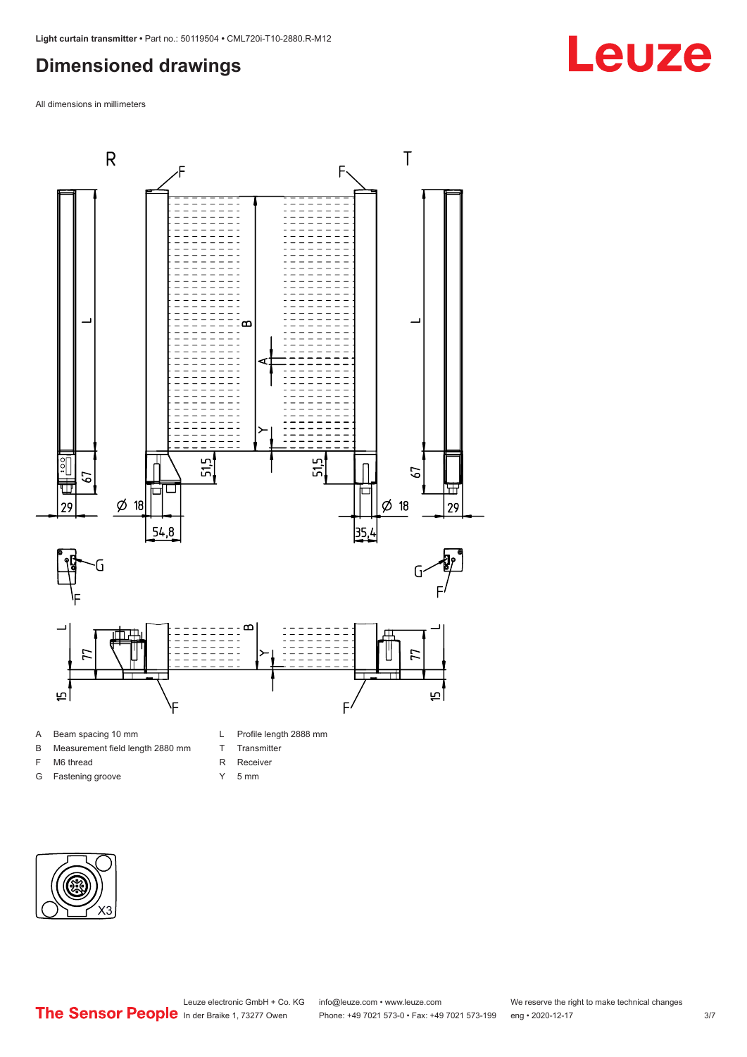## Dimensioned drawings

All dimensions in millimeters

| | | | |
|---|---|---|---|
| A | Beam spacing 10 mm | L | Profile length 2888 mm |
| B | Measurement field length 2880 mm | T | Transmitter |
| F | M6 thread | R | Receiver |
| G | Fastening groove | Y | 5 mm |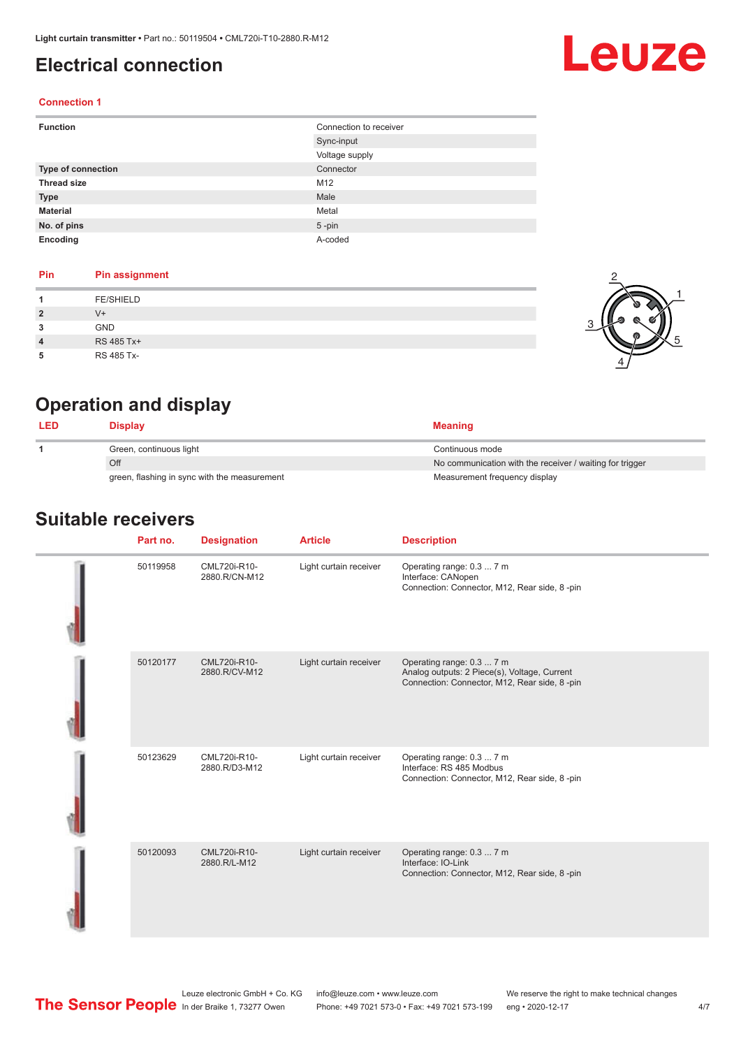# Electrical connection

### Connection 1

| | |
|---|---|
| **Function** | Connection to receiver |
| | Sync-input |
| | Voltage supply |
| **Type of connection** | Connector |
| **Thread size** | M12 |
| **Type** | Male |
| **Material** | Metal |
| **No. of pins** | 5 -pin |
| **Encoding** | A-coded |

| Pin | Pin assignment |
|---|---|
| **1** | FE/SHIELD |
| **2** | V+ |
| **3** | GND |
| **4** | RS 485 Tx+ |
| **5** | RS 485 Tx- |

# Operation and display

| LED | Display | Meaning |
|---|---|---|
| **1** | Green, continuous light | Continuous mode |
| | Off | No communication with the receiver / waiting for trigger |
| | green, flashing in sync with the measurement | Measurement frequency display |

# Suitable receivers

| Part no. | Designation | Article | Description |
|---|---|---|---|
| 50119958 | CML720i-R10-2880.R/CN-M12 | Light curtain receiver | Operating range: 0.3 ... 7 m<br>Interface: CANopen<br>Connection: Connector, M12, Rear side, 8 -pin |
| 50120177 | CML720i-R10-2880.R/CV-M12 | Light curtain receiver | Operating range: 0.3 ... 7 m<br>Analog outputs: 2 Piece(s), Voltage, Current<br>Connection: Connector, M12, Rear side, 8 -pin |
| 50123629 | CML720i-R10-2880.R/D3-M12 | Light curtain receiver | Operating range: 0.3 ... 7 m<br>Interface: RS 485 Modbus<br>Connection: Connector, M12, Rear side, 8 -pin |
| 50120093 | CML720i-R10-2880.R/L-M12 | Light curtain receiver | Operating range: 0.3 ... 7 m<br>Interface: IO-Link<br>Connection: Connector, M12, Rear side, 8 -pin |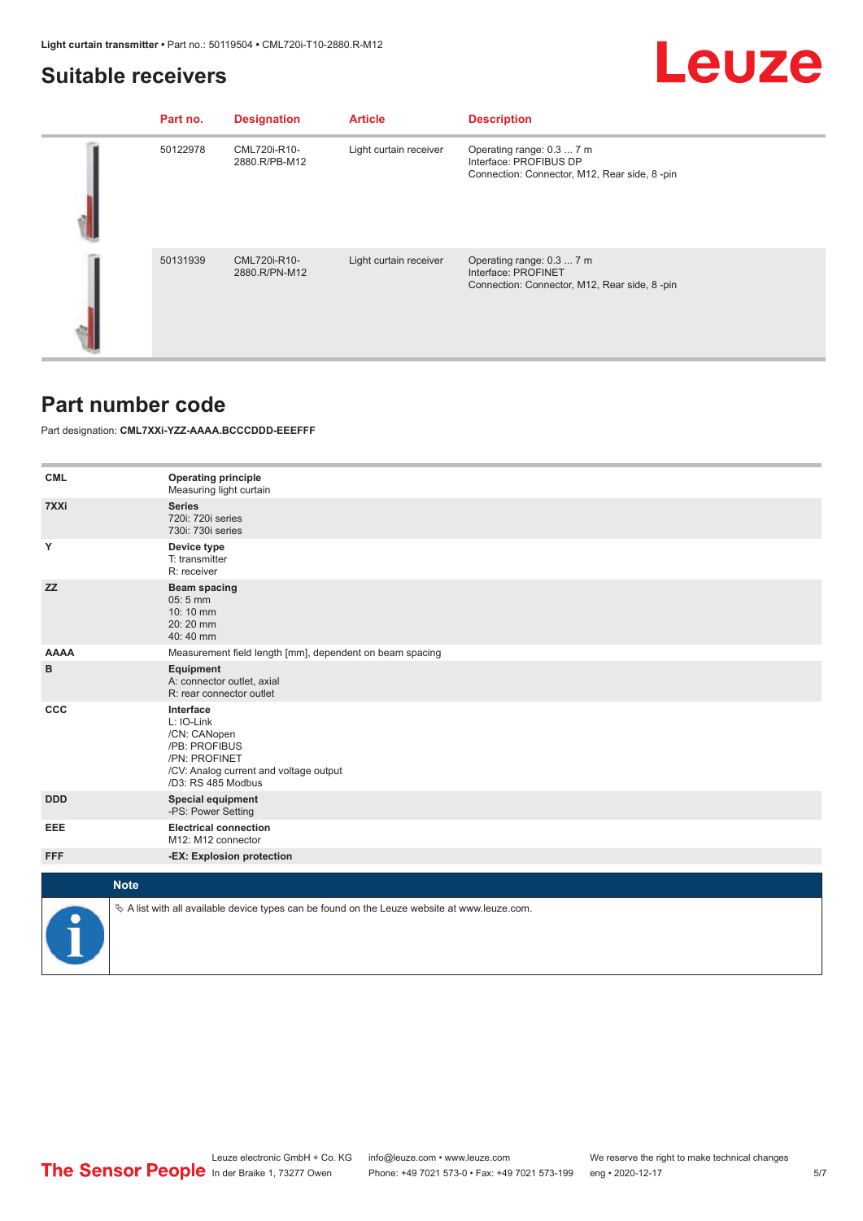## Suitable receivers

| | Part no. | Designation | Article | Description |
|---|---|---|---|---|
| | 50122978 | CML720i-R10-2880.R/PB-M12 | Light curtain receiver | Operating range: 0.3 ... 7 m<br>Interface: PROFIBUS DP<br>Connection: Connector, M12, Rear side, 8 -pin |
| | 50131939 | CML720i-R10-2880.R/PN-M12 | Light curtain receiver | Operating range: 0.3 ... 7 m<br>Interface: PROFINET<br>Connection: Connector, M12, Rear side, 8 -pin |

## Part number code

Part designation: **CML7XXi-YZZ-AAAA.BCCCDDD-EEEFFF**

| | |
|---|---|
| **CML** | **Operating principle**<br>Measuring light curtain |
| **7XXi** | **Series**<br>720i: 720i series<br>730i: 730i series |
| **Y** | **Device type**<br>T: transmitter<br>R: receiver |
| **ZZ** | **Beam spacing**<br>05: 5 mm<br>10: 10 mm<br>20: 20 mm<br>40: 40 mm |
| **AAAA** | Measurement field length [mm], dependent on beam spacing |
| **B** | **Equipment**<br>A: connector outlet, axial<br>R: rear connector outlet |
| **CCC** | **Interface**<br>L: IO-Link<br>/CN: CANopen<br>/PB: PROFIBUS<br>/PN: PROFINET<br>/CV: Analog current and voltage output<br>/D3: RS 485 Modbus |
| **DDD** | **Special equipment**<br>-PS: Power Setting |
| **EEE** | **Electrical connection**<br>M12: M12 connector |
| **FFF** | **-EX: Explosion protection** |

**Note**

↳ A list with all available device types can be found on the Leuze website at www.leuze.com.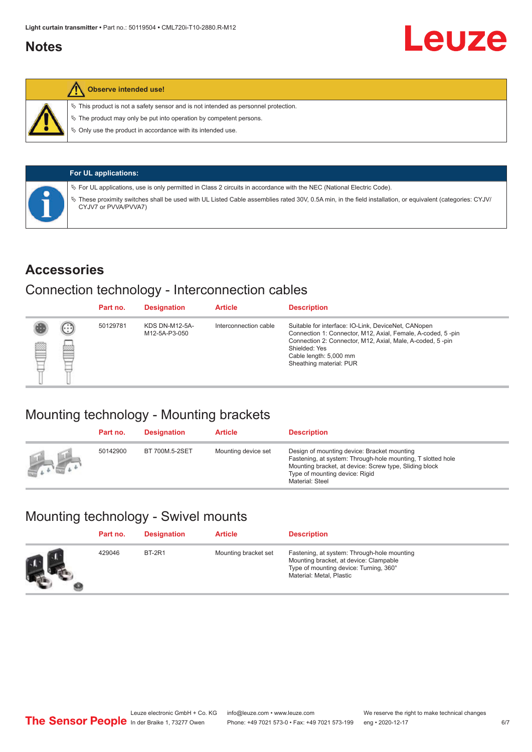## Notes

**Observe intended use!**

- This product is not a safety sensor and is not intended as personnel protection.
- The product may only be put into operation by competent persons.
- Only use the product in accordance with its intended use.

**For UL applications:**

- For UL applications, use is only permitted in Class 2 circuits in accordance with the NEC (National Electric Code).
- These proximity switches shall be used with UL Listed Cable assemblies rated 30V, 0.5A min, in the field installation, or equivalent (categories: CYJV/CYJV7 or PVVA/PVVA7)

## Accessories

### Connection technology - Interconnection cables

| Part no. | Designation | Article | Description |
|---|---|---|---|
| 50129781 | KDS DN-M12-5A-M12-5A-P3-050 | Interconnection cable | Suitable for interface: IO-Link, DeviceNet, CANopen<br>Connection 1: Connector, M12, Axial, Female, A-coded, 5 -pin<br>Connection 2: Connector, M12, Axial, Male, A-coded, 5 -pin<br>Shielded: Yes<br>Cable length: 5,000 mm<br>Sheathing material: PUR |

### Mounting technology - Mounting brackets

| Part no. | Designation | Article | Description |
|---|---|---|---|
| 50142900 | BT 700M.5-2SET | Mounting device set | Design of mounting device: Bracket mounting<br>Fastening, at system: Through-hole mounting, T slotted hole<br>Mounting bracket, at device: Screw type, Sliding block<br>Type of mounting device: Rigid<br>Material: Steel |

### Mounting technology - Swivel mounts

| Part no. | Designation | Article | Description |
|---|---|---|---|
| 429046 | BT-2R1 | Mounting bracket set | Fastening, at system: Through-hole mounting<br>Mounting bracket, at device: Clampable<br>Type of mounting device: Turning, 360°<br>Material: Metal, Plastic |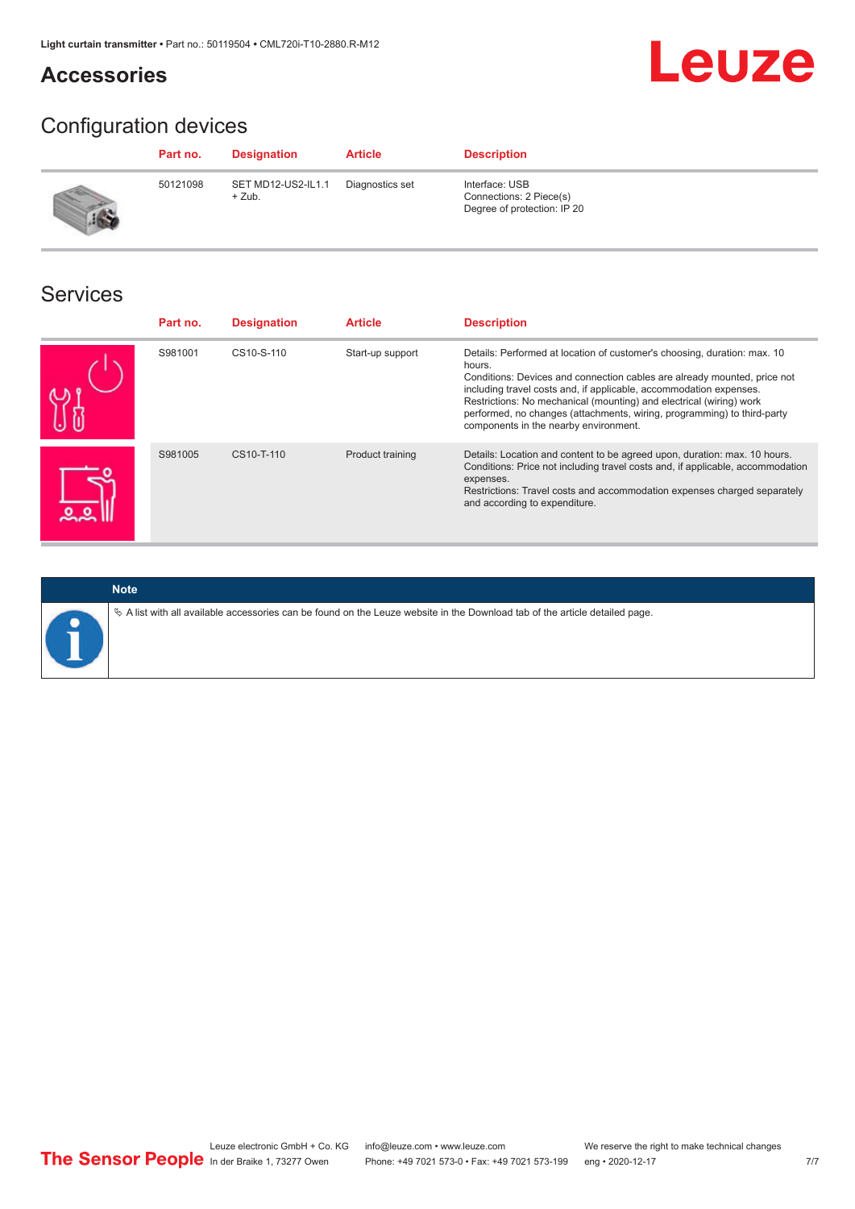## Accessories

### Configuration devices

| | Part no. | Designation | Article | Description |
|---|---|---|---|---|
| | 50121098 | SET MD12-US2-IL1.1 + Zub. | Diagnostics set | Interface: USB<br>Connections: 2 Piece(s)<br>Degree of protection: IP 20 |

### Services

| | Part no. | Designation | Article | Description |
|---|---|---|---|---|
| | S981001 | CS10-S-110 | Start-up support | Details: Performed at location of customer's choosing, duration: max. 10 hours.<br>Conditions: Devices and connection cables are already mounted, price not including travel costs and, if applicable, accommodation expenses.<br>Restrictions: No mechanical (mounting) and electrical (wiring) work performed, no changes (attachments, wiring, programming) to third-party components in the nearby environment. |
| | S981005 | CS10-T-110 | Product training | Details: Location and content to be agreed upon, duration: max. 10 hours.<br>Conditions: Price not including travel costs and, if applicable, accommodation expenses.<br>Restrictions: Travel costs and accommodation expenses charged separately and according to expenditure. |

**Note**

↪ A list with all available accessories can be found on the Leuze website in the Download tab of the article detailed page.